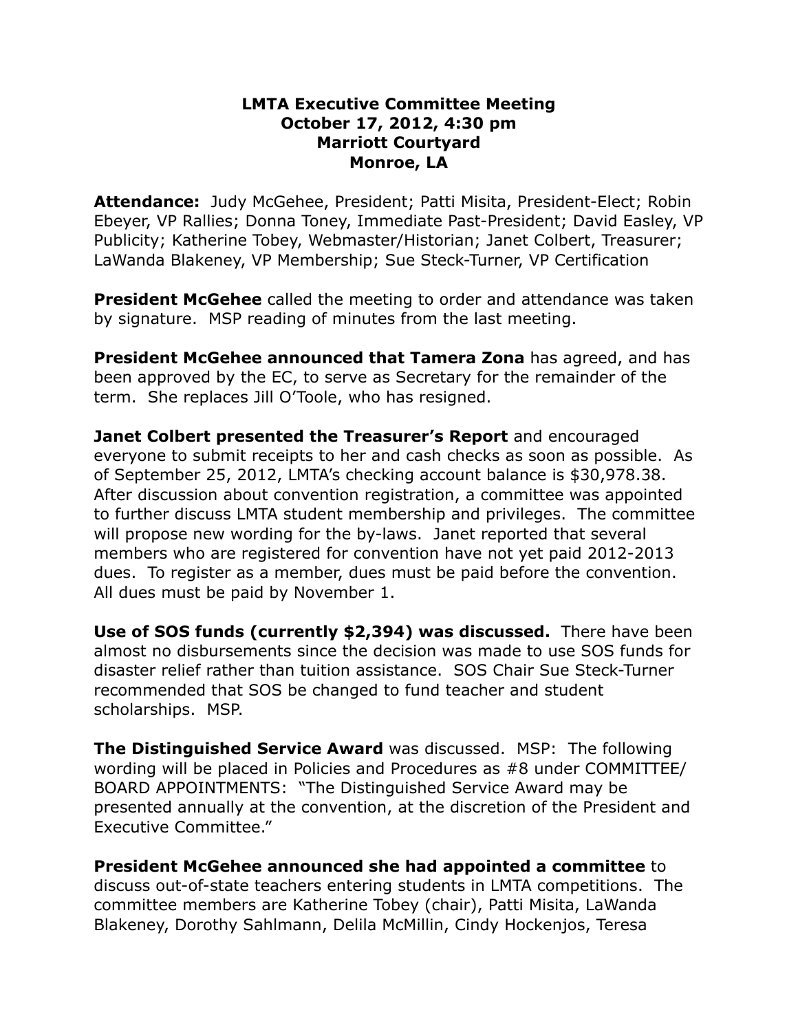**LMTA Executive Committee Meeting**
**October 17, 2012, 4:30 pm**
**Marriott Courtyard**
**Monroe, LA**

**Attendance:** Judy McGehee, President; Patti Misita, President-Elect; Robin Ebeyer, VP Rallies; Donna Toney, Immediate Past-President; David Easley, VP Publicity; Katherine Tobey, Webmaster/Historian; Janet Colbert, Treasurer; LaWanda Blakeney, VP Membership; Sue Steck-Turner, VP Certification

**President McGehee** called the meeting to order and attendance was taken by signature. MSP reading of minutes from the last meeting.

**President McGehee announced that Tamera Zona** has agreed, and has been approved by the EC, to serve as Secretary for the remainder of the term. She replaces Jill O'Toole, who has resigned.

**Janet Colbert presented the Treasurer's Report** and encouraged everyone to submit receipts to her and cash checks as soon as possible. As of September 25, 2012, LMTA's checking account balance is $30,978.38. After discussion about convention registration, a committee was appointed to further discuss LMTA student membership and privileges. The committee will propose new wording for the by-laws. Janet reported that several members who are registered for convention have not yet paid 2012-2013 dues. To register as a member, dues must be paid before the convention. All dues must be paid by November 1.

**Use of SOS funds (currently $2,394) was discussed.** There have been almost no disbursements since the decision was made to use SOS funds for disaster relief rather than tuition assistance. SOS Chair Sue Steck-Turner recommended that SOS be changed to fund teacher and student scholarships. MSP.

**The Distinguished Service Award** was discussed. MSP: The following wording will be placed in Policies and Procedures as #8 under COMMITTEE/ BOARD APPOINTMENTS: "The Distinguished Service Award may be presented annually at the convention, at the discretion of the President and Executive Committee."

**President McGehee announced she had appointed a committee** to discuss out-of-state teachers entering students in LMTA competitions. The committee members are Katherine Tobey (chair), Patti Misita, LaWanda Blakeney, Dorothy Sahlmann, Delila McMillin, Cindy Hockenjos, Teresa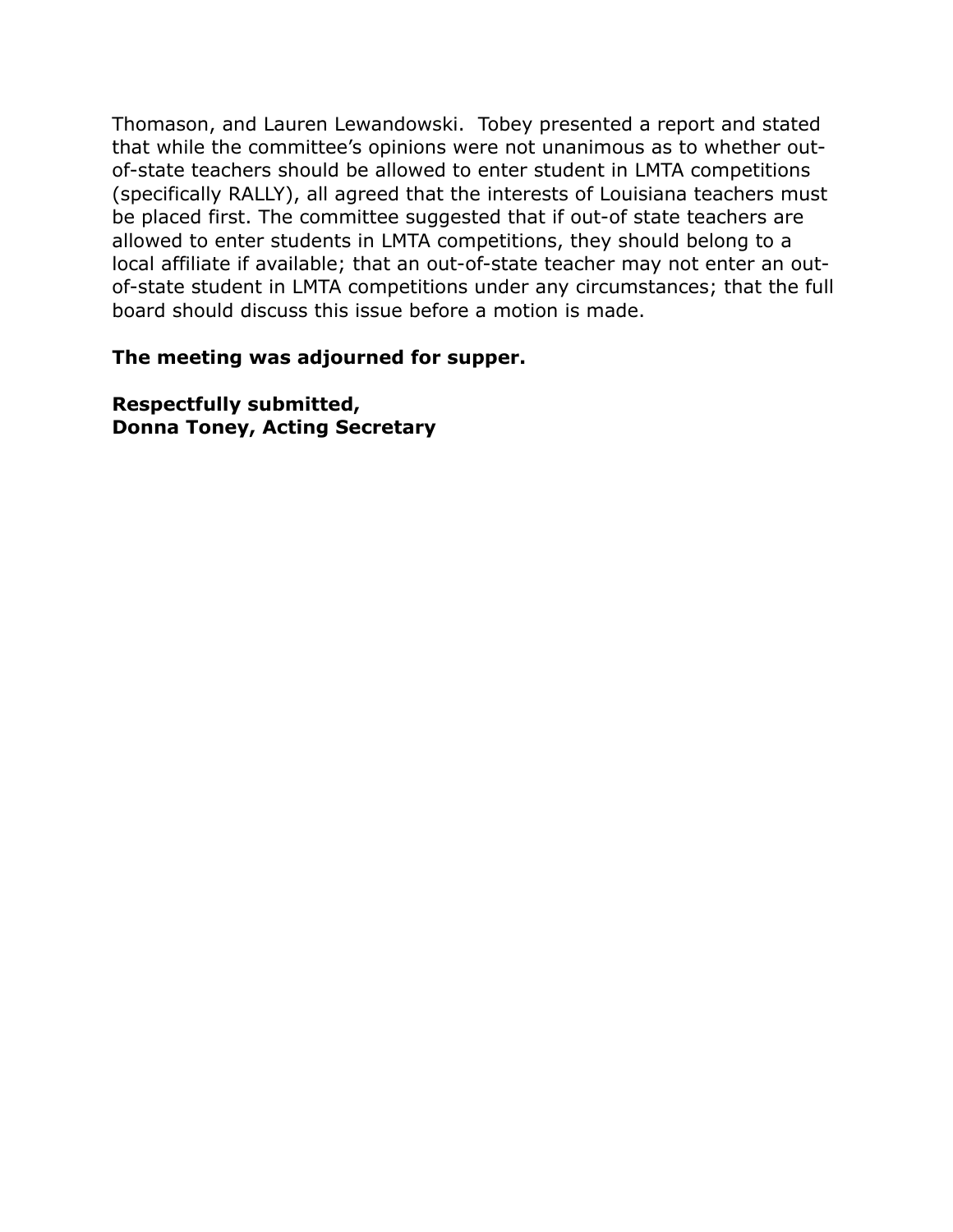Thomason, and Lauren Lewandowski. Tobey presented a report and stated that while the committee's opinions were not unanimous as to whether out-of-state teachers should be allowed to enter student in LMTA competitions (specifically RALLY), all agreed that the interests of Louisiana teachers must be placed first. The committee suggested that if out-of state teachers are allowed to enter students in LMTA competitions, they should belong to a local affiliate if available; that an out-of-state teacher may not enter an out-of-state student in LMTA competitions under any circumstances; that the full board should discuss this issue before a motion is made.

**The meeting was adjourned for supper.**

**Respectfully submitted,**
**Donna Toney, Acting Secretary**